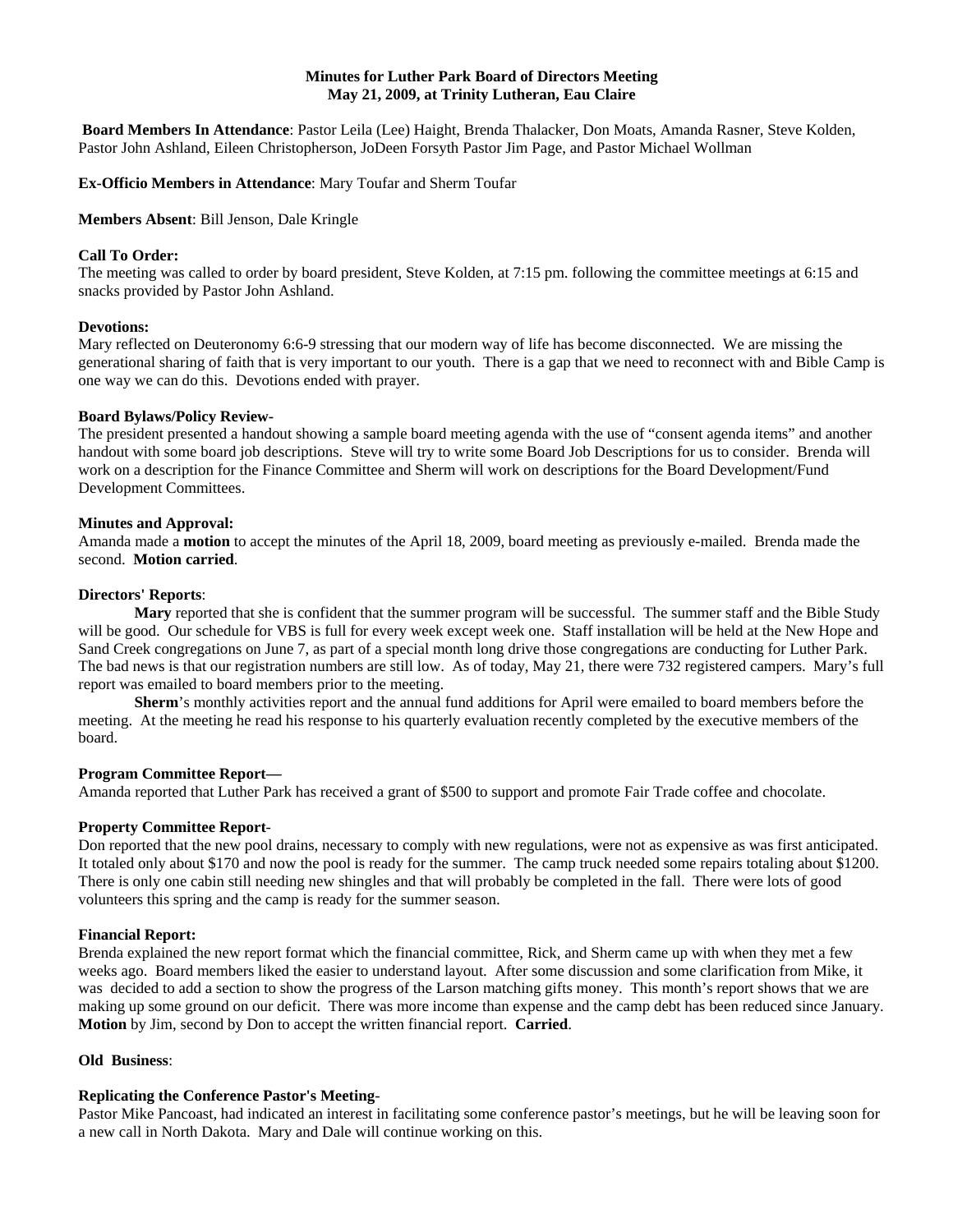**Minutes for Luther Park Board of Directors Meeting**
**May 21, 2009, at Trinity Lutheran, Eau Claire**

**Board Members In Attendance**: Pastor Leila (Lee) Haight, Brenda Thalacker, Don Moats, Amanda Rasner, Steve Kolden, Pastor John Ashland, Eileen Christopherson, JoDeen Forsyth Pastor Jim Page, and Pastor Michael Wollman

**Ex-Officio Members in Attendance**: Mary Toufar and Sherm Toufar

**Members Absent**: Bill Jenson, Dale Kringle

**Call To Order:**
The meeting was called to order by board president, Steve Kolden, at 7:15 pm. following the committee meetings at 6:15 and snacks provided by Pastor John Ashland.

**Devotions:**
Mary reflected on Deuteronomy 6:6-9 stressing that our modern way of life has become disconnected. We are missing the generational sharing of faith that is very important to our youth. There is a gap that we need to reconnect with and Bible Camp is one way we can do this. Devotions ended with prayer.

**Board Bylaws/Policy Review-**
The president presented a handout showing a sample board meeting agenda with the use of "consent agenda items" and another handout with some board job descriptions. Steve will try to write some Board Job Descriptions for us to consider. Brenda will work on a description for the Finance Committee and Sherm will work on descriptions for the Board Development/Fund Development Committees.

**Minutes and Approval:**
Amanda made a **motion** to accept the minutes of the April 18, 2009, board meeting as previously e-mailed. Brenda made the second. **Motion carried**.

**Directors' Reports**:

**Mary** reported that she is confident that the summer program will be successful. The summer staff and the Bible Study will be good. Our schedule for VBS is full for every week except week one. Staff installation will be held at the New Hope and Sand Creek congregations on June 7, as part of a special month long drive those congregations are conducting for Luther Park. The bad news is that our registration numbers are still low. As of today, May 21, there were 732 registered campers. Mary's full report was emailed to board members prior to the meeting.

**Sherm**'s monthly activities report and the annual fund additions for April were emailed to board members before the meeting. At the meeting he read his response to his quarterly evaluation recently completed by the executive members of the board.

**Program Committee Report—**
Amanda reported that Luther Park has received a grant of $500 to support and promote Fair Trade coffee and chocolate.

**Property Committee Report**-
Don reported that the new pool drains, necessary to comply with new regulations, were not as expensive as was first anticipated. It totaled only about $170 and now the pool is ready for the summer. The camp truck needed some repairs totaling about $1200. There is only one cabin still needing new shingles and that will probably be completed in the fall. There were lots of good volunteers this spring and the camp is ready for the summer season.

**Financial Report:**
Brenda explained the new report format which the financial committee, Rick, and Sherm came up with when they met a few weeks ago. Board members liked the easier to understand layout. After some discussion and some clarification from Mike, it was decided to add a section to show the progress of the Larson matching gifts money. This month's report shows that we are making up some ground on our deficit. There was more income than expense and the camp debt has been reduced since January. **Motion** by Jim, second by Don to accept the written financial report. **Carried**.

**Old Business**:

**Replicating the Conference Pastor's Meeting**-
Pastor Mike Pancoast, had indicated an interest in facilitating some conference pastor's meetings, but he will be leaving soon for a new call in North Dakota. Mary and Dale will continue working on this.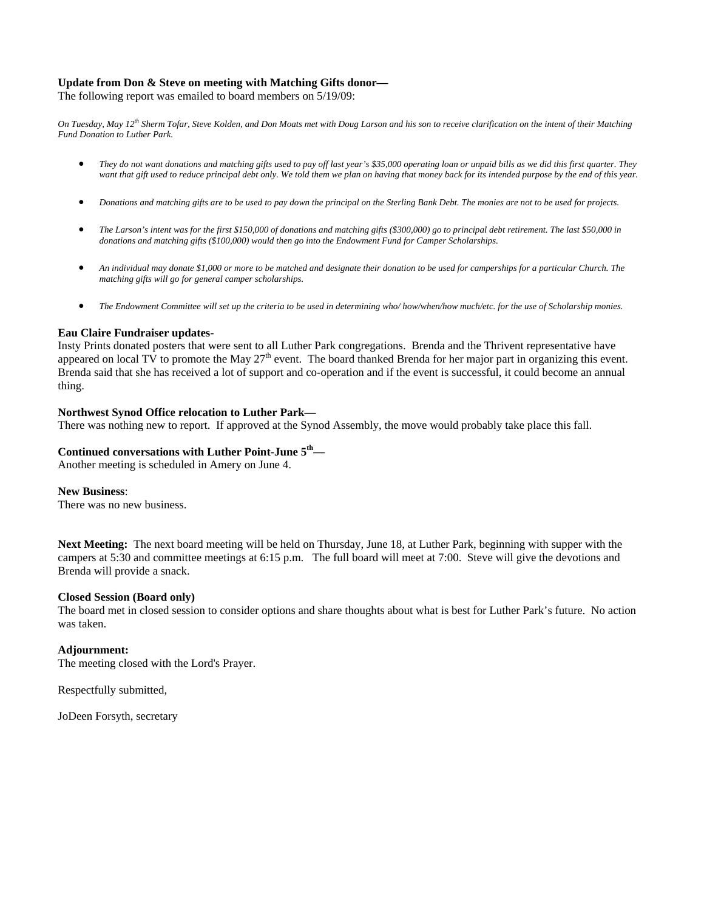**Update from Don & Steve on meeting with Matching Gifts donor—**
The following report was emailed to board members on 5/19/09:

*On Tuesday, May 12th Sherm Tofar, Steve Kolden, and Don Moats met with Doug Larson and his son to receive clarification on the intent of their Matching Fund Donation to Luther Park.*

- *They do not want donations and matching gifts used to pay off last year's $35,000 operating loan or unpaid bills as we did this first quarter. They want that gift used to reduce principal debt only. We told them we plan on having that money back for its intended purpose by the end of this year.*
- *Donations and matching gifts are to be used to pay down the principal on the Sterling Bank Debt. The monies are not to be used for projects.*
- *The Larson's intent was for the first $150,000 of donations and matching gifts ($300,000) go to principal debt retirement. The last $50,000 in donations and matching gifts ($100,000) would then go into the Endowment Fund for Camper Scholarships.*
- *An individual may donate $1,000 or more to be matched and designate their donation to be used for camperships for a particular Church. The matching gifts will go for general camper scholarships.*
- *The Endowment Committee will set up the criteria to be used in determining who/ how/when/how much/etc. for the use of Scholarship monies.*

**Eau Claire Fundraiser updates-**
Insty Prints donated posters that were sent to all Luther Park congregations. Brenda and the Thrivent representative have appeared on local TV to promote the May 27th event. The board thanked Brenda for her major part in organizing this event. Brenda said that she has received a lot of support and co-operation and if the event is successful, it could become an annual thing.

**Northwest Synod Office relocation to Luther Park—**
There was nothing new to report. If approved at the Synod Assembly, the move would probably take place this fall.

**Continued conversations with Luther Point-June 5th—**
Another meeting is scheduled in Amery on June 4.

**New Business**:
There was no new business.

**Next Meeting:** The next board meeting will be held on Thursday, June 18, at Luther Park, beginning with supper with the campers at 5:30 and committee meetings at 6:15 p.m. The full board will meet at 7:00. Steve will give the devotions and Brenda will provide a snack.

**Closed Session (Board only)**
The board met in closed session to consider options and share thoughts about what is best for Luther Park's future. No action was taken.

**Adjournment:**
The meeting closed with the Lord's Prayer.

Respectfully submitted,

JoDeen Forsyth, secretary